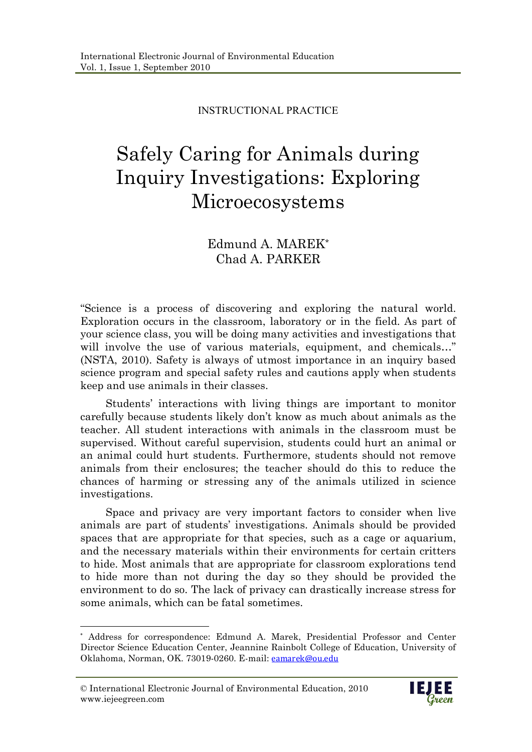INSTRUCTIONAL PRACTICE

# Safely Caring for Animals during Inquiry Investigations: Exploring Microecosystems

Edmund A. MAREK[*]
Chad A. PARKER

"Science is a process of discovering and exploring the natural world. Exploration occurs in the classroom, laboratory or in the field. As part of your science class, you will be doing many activities and investigations that will involve the use of various materials, equipment, and chemicals…" (NSTA, 2010). Safety is always of utmost importance in an inquiry based science program and special safety rules and cautions apply when students keep and use animals in their classes.

Students' interactions with living things are important to monitor carefully because students likely don't know as much about animals as the teacher. All student interactions with animals in the classroom must be supervised. Without careful supervision, students could hurt an animal or an animal could hurt students. Furthermore, students should not remove animals from their enclosures; the teacher should do this to reduce the chances of harming or stressing any of the animals utilized in science investigations.

Space and privacy are very important factors to consider when live animals are part of students' investigations. Animals should be provided spaces that are appropriate for that species, such as a cage or aquarium, and the necessary materials within their environments for certain critters to hide. Most animals that are appropriate for classroom explorations tend to hide more than not during the day so they should be provided the environment to do so. The lack of privacy can drastically increase stress for some animals, which can be fatal sometimes.

---

[*] Address for correspondence: Edmund A. Marek, Presidential Professor and Center Director Science Education Center, Jeannine Rainbolt College of Education, University of Oklahoma, Norman, OK. 73019-0260. E-mail: eamarek@ou.edu

© International Electronic Journal of Environmental Education, 2010
www.iejeegreen.com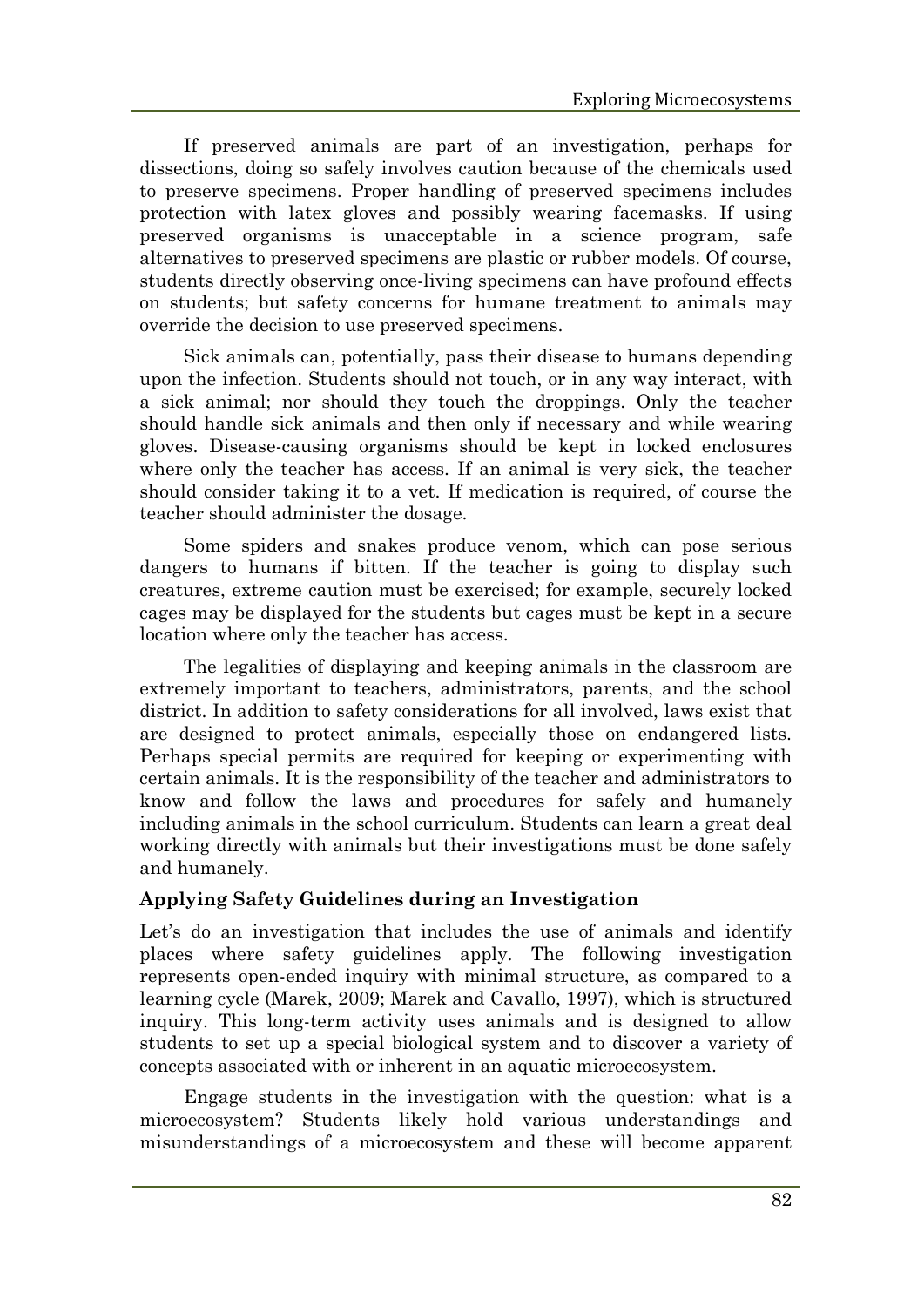If preserved animals are part of an investigation, perhaps for dissections, doing so safely involves caution because of the chemicals used to preserve specimens. Proper handling of preserved specimens includes protection with latex gloves and possibly wearing facemasks. If using preserved organisms is unacceptable in a science program, safe alternatives to preserved specimens are plastic or rubber models. Of course, students directly observing once-living specimens can have profound effects on students; but safety concerns for humane treatment to animals may override the decision to use preserved specimens.

Sick animals can, potentially, pass their disease to humans depending upon the infection. Students should not touch, or in any way interact, with a sick animal; nor should they touch the droppings. Only the teacher should handle sick animals and then only if necessary and while wearing gloves. Disease-causing organisms should be kept in locked enclosures where only the teacher has access. If an animal is very sick, the teacher should consider taking it to a vet. If medication is required, of course the teacher should administer the dosage.

Some spiders and snakes produce venom, which can pose serious dangers to humans if bitten. If the teacher is going to display such creatures, extreme caution must be exercised; for example, securely locked cages may be displayed for the students but cages must be kept in a secure location where only the teacher has access.

The legalities of displaying and keeping animals in the classroom are extremely important to teachers, administrators, parents, and the school district. In addition to safety considerations for all involved, laws exist that are designed to protect animals, especially those on endangered lists. Perhaps special permits are required for keeping or experimenting with certain animals. It is the responsibility of the teacher and administrators to know and follow the laws and procedures for safely and humanely including animals in the school curriculum. Students can learn a great deal working directly with animals but their investigations must be done safely and humanely.

### Applying Safety Guidelines during an Investigation

Let's do an investigation that includes the use of animals and identify places where safety guidelines apply. The following investigation represents open-ended inquiry with minimal structure, as compared to a learning cycle (Marek, 2009; Marek and Cavallo, 1997), which is structured inquiry. This long-term activity uses animals and is designed to allow students to set up a special biological system and to discover a variety of concepts associated with or inherent in an aquatic microecosystem.

Engage students in the investigation with the question: what is a microecosystem? Students likely hold various understandings and misunderstandings of a microecosystem and these will become apparent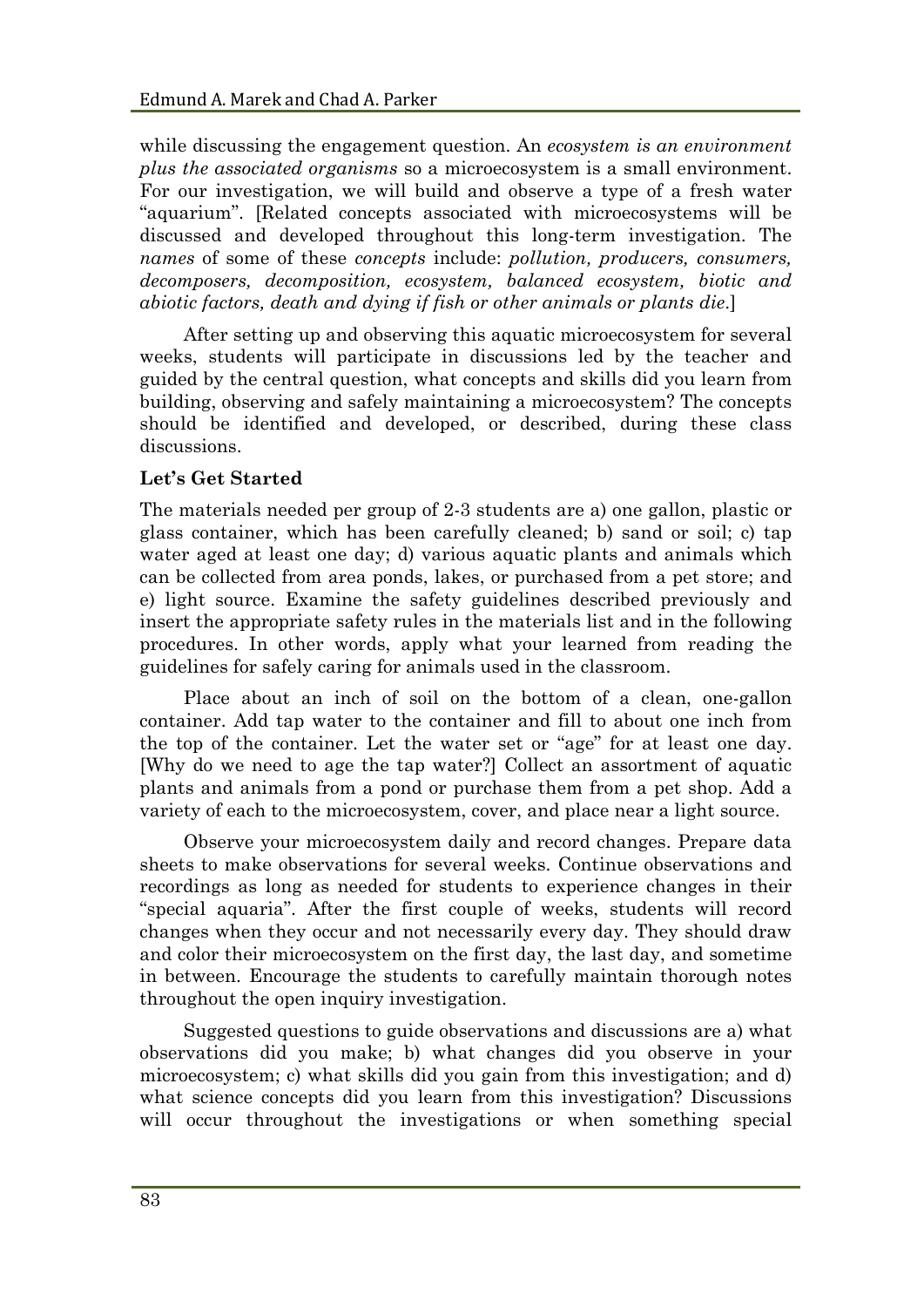while discussing the engagement question. An *ecosystem is an environment plus the associated organisms* so a microecosystem is a small environment. For our investigation, we will build and observe a type of a fresh water "aquarium". [Related concepts associated with microecosystems will be discussed and developed throughout this long-term investigation. The *names* of some of these *concepts* include: *pollution, producers, consumers, decomposers, decomposition, ecosystem, balanced ecosystem, biotic and abiotic factors, death and dying if fish or other animals or plants die*.]

After setting up and observing this aquatic microecosystem for several weeks, students will participate in discussions led by the teacher and guided by the central question, what concepts and skills did you learn from building, observing and safely maintaining a microecosystem? The concepts should be identified and developed, or described, during these class discussions.

**Let's Get Started**

The materials needed per group of 2-3 students are a) one gallon, plastic or glass container, which has been carefully cleaned; b) sand or soil; c) tap water aged at least one day; d) various aquatic plants and animals which can be collected from area ponds, lakes, or purchased from a pet store; and e) light source. Examine the safety guidelines described previously and insert the appropriate safety rules in the materials list and in the following procedures. In other words, apply what your learned from reading the guidelines for safely caring for animals used in the classroom.

Place about an inch of soil on the bottom of a clean, one-gallon container. Add tap water to the container and fill to about one inch from the top of the container. Let the water set or "age" for at least one day. [Why do we need to age the tap water?] Collect an assortment of aquatic plants and animals from a pond or purchase them from a pet shop. Add a variety of each to the microecosystem, cover, and place near a light source.

Observe your microecosystem daily and record changes. Prepare data sheets to make observations for several weeks. Continue observations and recordings as long as needed for students to experience changes in their "special aquaria". After the first couple of weeks, students will record changes when they occur and not necessarily every day. They should draw and color their microecosystem on the first day, the last day, and sometime in between. Encourage the students to carefully maintain thorough notes throughout the open inquiry investigation.

Suggested questions to guide observations and discussions are a) what observations did you make; b) what changes did you observe in your microecosystem; c) what skills did you gain from this investigation; and d) what science concepts did you learn from this investigation? Discussions will occur throughout the investigations or when something special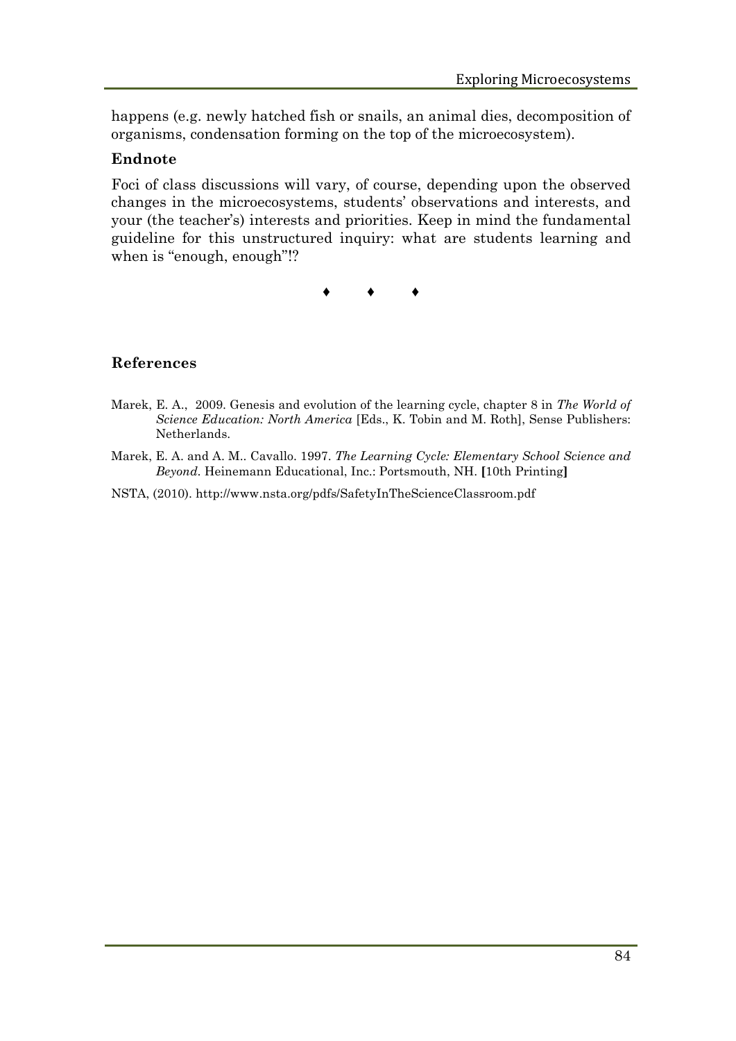happens (e.g. newly hatched fish or snails, an animal dies, decomposition of organisms, condensation forming on the top of the microecosystem).

### Endnote

Foci of class discussions will vary, of course, depending upon the observed changes in the microecosystems, students' observations and interests, and your (the teacher's) interests and priorities. Keep in mind the fundamental guideline for this unstructured inquiry: what are students learning and when is "enough, enough"!?

♦ ♦ ♦

### References

Marek, E. A., 2009. Genesis and evolution of the learning cycle, chapter 8 in *The World of Science Education: North America* [Eds., K. Tobin and M. Roth], Sense Publishers: Netherlands.

Marek, E. A. and A. M.. Cavallo. 1997. *The Learning Cycle: Elementary School Science and Beyond*. Heinemann Educational, Inc.: Portsmouth, NH. **[**10th Printing**]**

NSTA, (2010). http://www.nsta.org/pdfs/SafetyInTheScienceClassroom.pdf